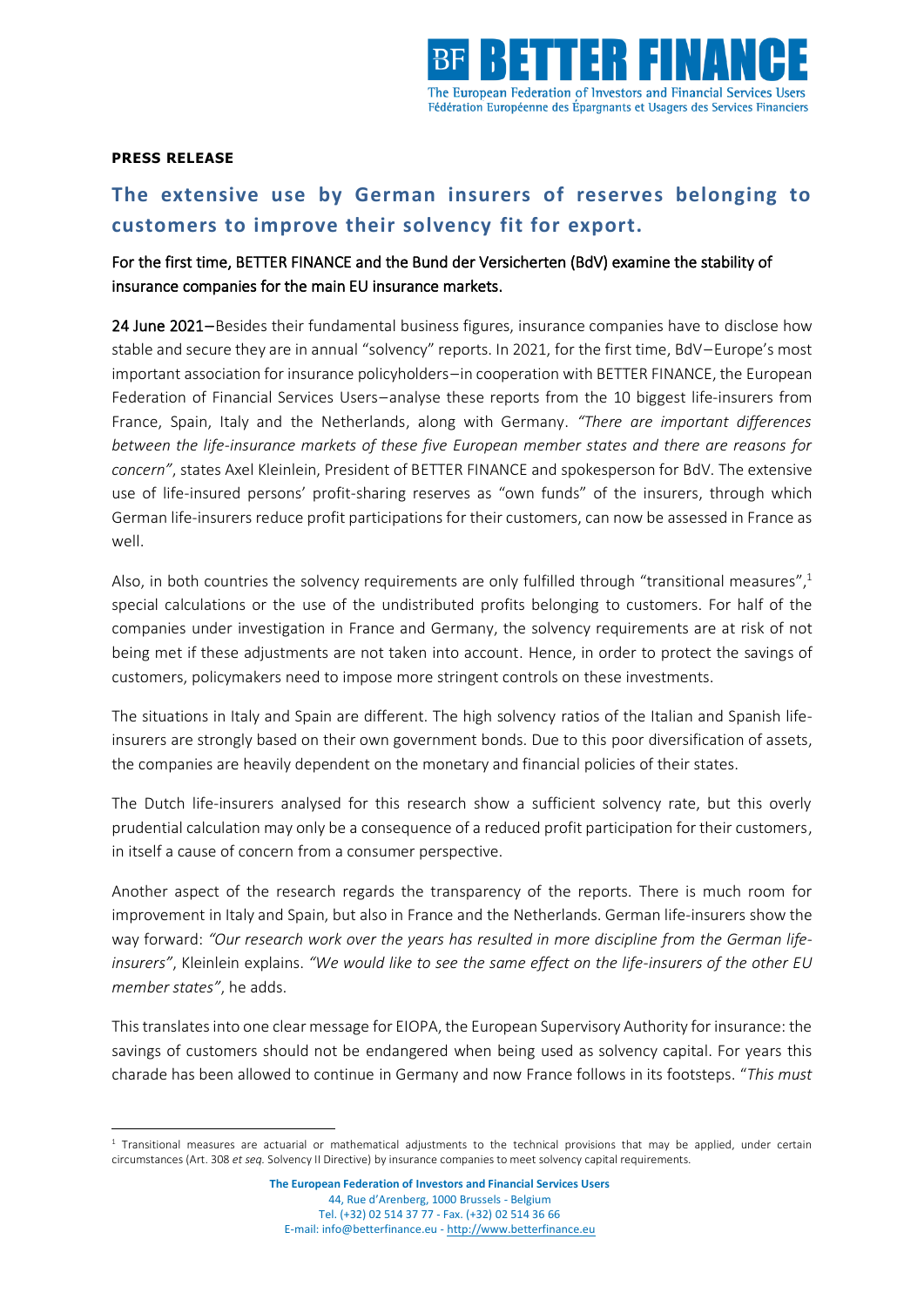**PRESS RELEASE**

# The extensive use by German insurers of reserves belonging to customers to improve their solvency fit for export.

## For the first time, BETTER FINANCE and the Bund der Versicherten (BdV) examine the stability of insurance companies for the main EU insurance markets.

**24 June 2021**–Besides their fundamental business figures, insurance companies have to disclose how stable and secure they are in annual "solvency" reports. In 2021, for the first time, BdV–Europe's most important association for insurance policyholders–in cooperation with BETTER FINANCE, the European Federation of Financial Services Users–analyse these reports from the 10 biggest life-insurers from France, Spain, Italy and the Netherlands, along with Germany. *"There are important differences between the life-insurance markets of these five European member states and there are reasons for concern"*, states Axel Kleinlein, President of BETTER FINANCE and spokesperson for BdV. The extensive use of life-insured persons' profit-sharing reserves as "own funds" of the insurers, through which German life-insurers reduce profit participations for their customers, can now be assessed in France as well.

Also, in both countries the solvency requirements are only fulfilled through "transitional measures",[1] special calculations or the use of the undistributed profits belonging to customers. For half of the companies under investigation in France and Germany, the solvency requirements are at risk of not being met if these adjustments are not taken into account. Hence, in order to protect the savings of customers, policymakers need to impose more stringent controls on these investments.

The situations in Italy and Spain are different. The high solvency ratios of the Italian and Spanish life-insurers are strongly based on their own government bonds. Due to this poor diversification of assets, the companies are heavily dependent on the monetary and financial policies of their states.

The Dutch life-insurers analysed for this research show a sufficient solvency rate, but this overly prudential calculation may only be a consequence of a reduced profit participation for their customers, in itself a cause of concern from a consumer perspective.

Another aspect of the research regards the transparency of the reports. There is much room for improvement in Italy and Spain, but also in France and the Netherlands. German life-insurers show the way forward: *"Our research work over the years has resulted in more discipline from the German life-insurers"*, Kleinlein explains. *"We would like to see the same effect on the life-insurers of the other EU member states"*, he adds.

This translates into one clear message for EIOPA, the European Supervisory Authority for insurance: the savings of customers should not be endangered when being used as solvency capital. For years this charade has been allowed to continue in Germany and now France follows in its footsteps. "*This must*

---

[1] Transitional measures are actuarial or mathematical adjustments to the technical provisions that may be applied, under certain circumstances (Art. 308 *et seq.* Solvency II Directive) by insurance companies to meet solvency capital requirements.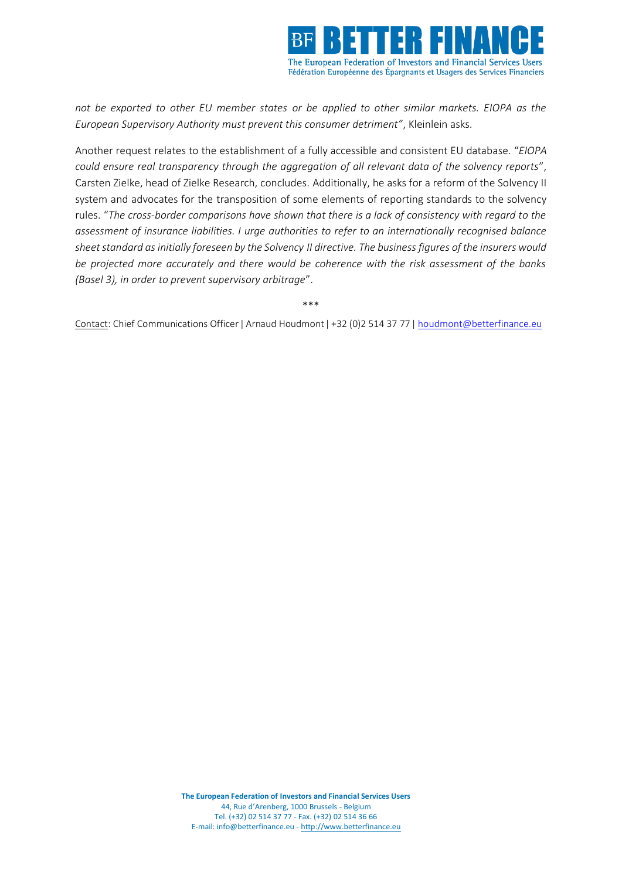*not be exported to other EU member states or be applied to other similar markets. EIOPA as the European Supervisory Authority must prevent this consumer detriment"*, Kleinlein asks.

Another request relates to the establishment of a fully accessible and consistent EU database. "*EIOPA could ensure real transparency through the aggregation of all relevant data of the solvency reports*", Carsten Zielke, head of Zielke Research, concludes. Additionally, he asks for a reform of the Solvency II system and advocates for the transposition of some elements of reporting standards to the solvency rules. "*The cross-border comparisons have shown that there is a lack of consistency with regard to the assessment of insurance liabilities. I urge authorities to refer to an internationally recognised balance sheet standard as initially foreseen by the Solvency II directive. The business figures of the insurers would be projected more accurately and there would be coherence with the risk assessment of the banks (Basel 3), in order to prevent supervisory arbitrage*".

\*\*\*

Contact: Chief Communications Officer | Arnaud Houdmont | +32 (0)2 514 37 77 | houdmont@betterfinance.eu